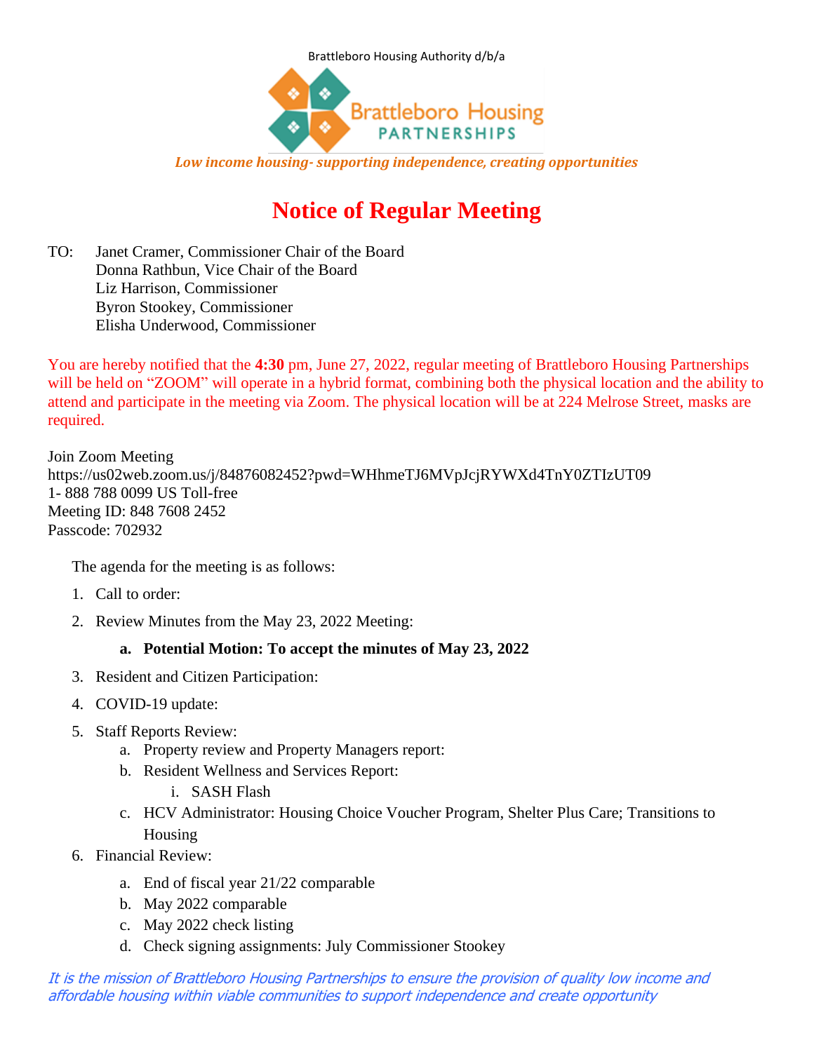Brattleboro Housing Authority d/b/a

Brattleboro Housing PARTNERSHIPS

*Low income housing- supporting independence, creating opportunities*

# Notice of Regular Meeting

TO: Janet Cramer, Commissioner Chair of the Board
Donna Rathbun, Vice Chair of the Board
Liz Harrison, Commissioner
Byron Stookey, Commissioner
Elisha Underwood, Commissioner

You are hereby notified that the **4:30** pm, June 27, 2022, regular meeting of Brattleboro Housing Partnerships will be held on "ZOOM" will operate in a hybrid format, combining both the physical location and the ability to attend and participate in the meeting via Zoom. The physical location will be at 224 Melrose Street, masks are required.

Join Zoom Meeting
https://us02web.zoom.us/j/84876082452?pwd=WHhmeTJ6MVpJcjRYWXd4TnY0ZTIzUT09
1- 888 788 0099 US Toll-free
Meeting ID: 848 7608 2452
Passcode: 702932

The agenda for the meeting is as follows:

1. Call to order:
2. Review Minutes from the May 23, 2022 Meeting:
   a. **Potential Motion: To accept the minutes of May 23, 2022**
3. Resident and Citizen Participation:
4. COVID-19 update:
5. Staff Reports Review:
   a. Property review and Property Managers report:
   b. Resident Wellness and Services Report:
      i. SASH Flash
   c. HCV Administrator: Housing Choice Voucher Program, Shelter Plus Care; Transitions to Housing
6. Financial Review:
   a. End of fiscal year 21/22 comparable
   b. May 2022 comparable
   c. May 2022 check listing
   d. Check signing assignments: July Commissioner Stookey

*It is the mission of Brattleboro Housing Partnerships to ensure the provision of quality low income and affordable housing within viable communities to support independence and create opportunity*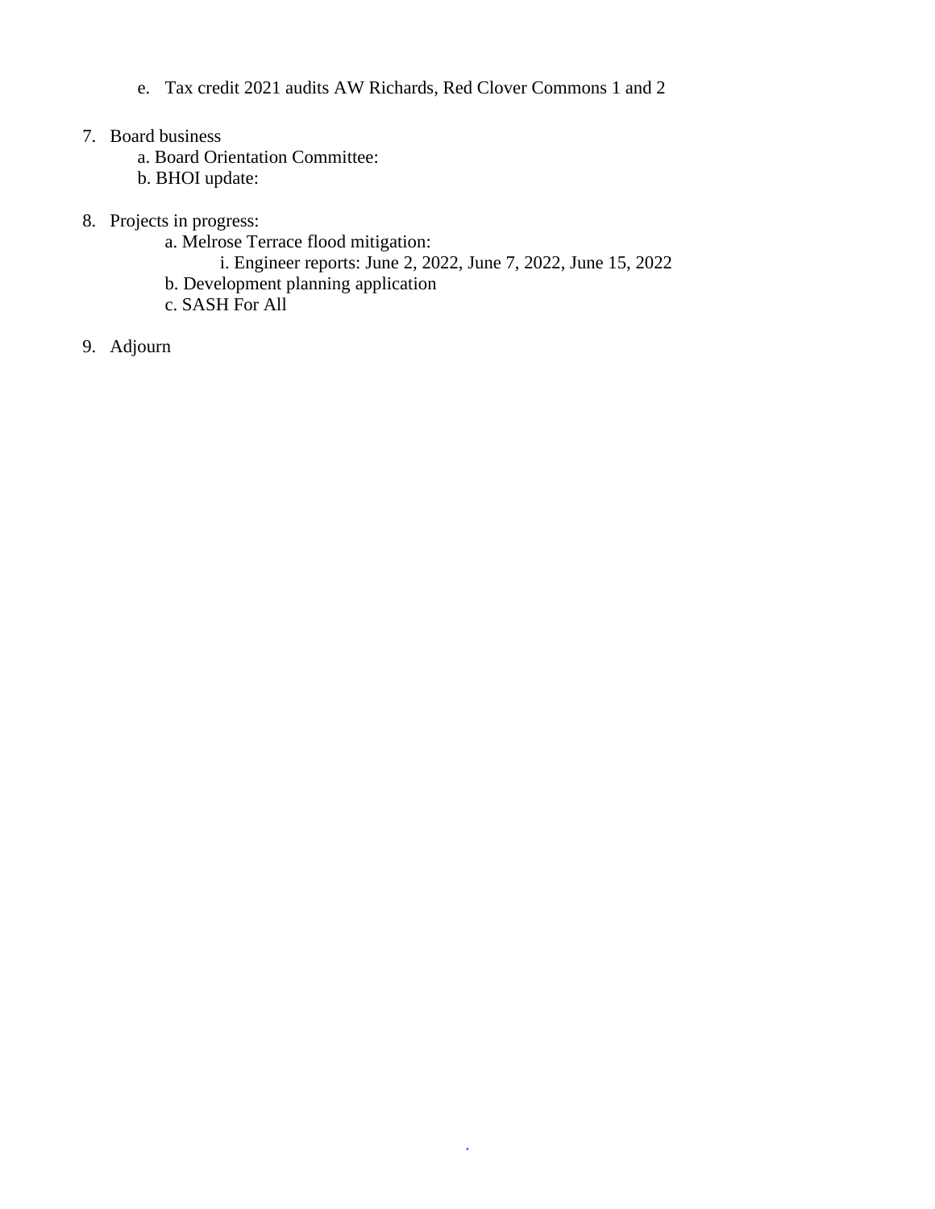e. Tax credit 2021 audits AW Richards, Red Clover Commons 1 and 2

7. Board business
   a. Board Orientation Committee:
   b. BHOI update:

8. Projects in progress:
   a. Melrose Terrace flood mitigation:
      i. Engineer reports: June 2, 2022, June 7, 2022, June 15, 2022
   b. Development planning application
   c. SASH For All

9. Adjourn